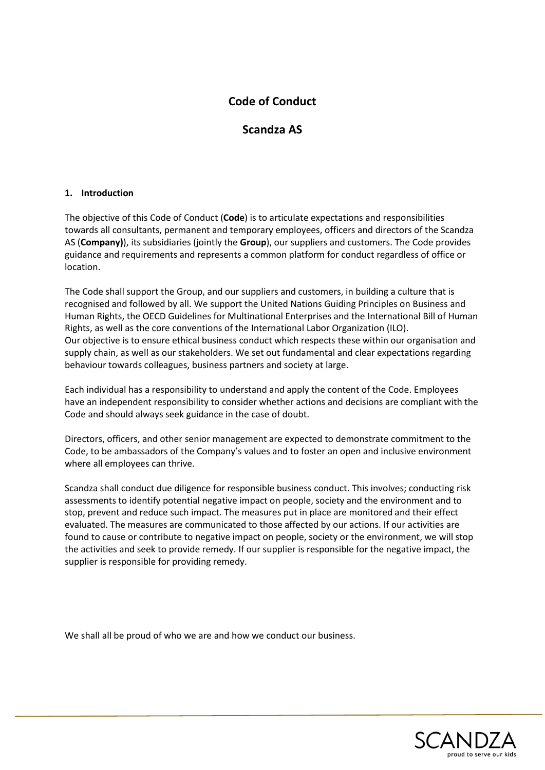# Code of Conduct

## Scandza AS

### 1. Introduction

The objective of this Code of Conduct (**Code**) is to articulate expectations and responsibilities towards all consultants, permanent and temporary employees, officers and directors of the Scandza AS (**Company)**), its subsidiaries (jointly the **Group**), our suppliers and customers. The Code provides guidance and requirements and represents a common platform for conduct regardless of office or location.

The Code shall support the Group, and our suppliers and customers, in building a culture that is recognised and followed by all. We support the United Nations Guiding Principles on Business and Human Rights, the OECD Guidelines for Multinational Enterprises and the International Bill of Human Rights, as well as the core conventions of the International Labor Organization (ILO).
Our objective is to ensure ethical business conduct which respects these within our organisation and supply chain, as well as our stakeholders. We set out fundamental and clear expectations regarding behaviour towards colleagues, business partners and society at large.

Each individual has a responsibility to understand and apply the content of the Code. Employees have an independent responsibility to consider whether actions and decisions are compliant with the Code and should always seek guidance in the case of doubt.

Directors, officers, and other senior management are expected to demonstrate commitment to the Code, to be ambassadors of the Company's values and to foster an open and inclusive environment where all employees can thrive.

Scandza shall conduct due diligence for responsible business conduct. This involves; conducting risk assessments to identify potential negative impact on people, society and the environment and to stop, prevent and reduce such impact. The measures put in place are monitored and their effect evaluated. The measures are communicated to those affected by our actions. If our activities are found to cause or contribute to negative impact on people, society or the environment, we will stop the activities and seek to provide remedy. If our supplier is responsible for the negative impact, the supplier is responsible for providing remedy.

We shall all be proud of who we are and how we conduct our business.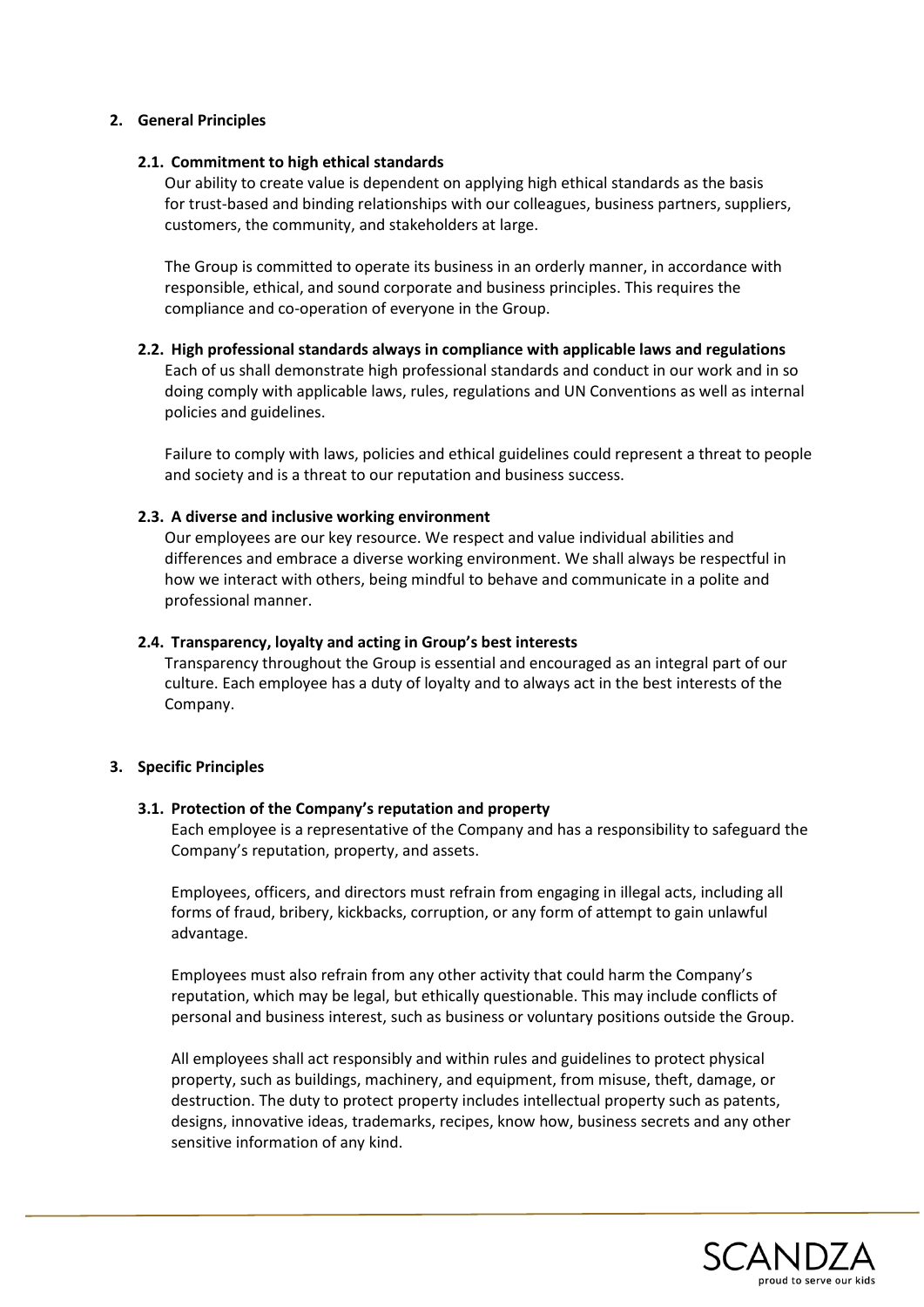## 2. General Principles

### 2.1. Commitment to high ethical standards

Our ability to create value is dependent on applying high ethical standards as the basis for trust-based and binding relationships with our colleagues, business partners, suppliers, customers, the community, and stakeholders at large.

The Group is committed to operate its business in an orderly manner, in accordance with responsible, ethical, and sound corporate and business principles. This requires the compliance and co-operation of everyone in the Group.

### 2.2. High professional standards always in compliance with applicable laws and regulations

Each of us shall demonstrate high professional standards and conduct in our work and in so doing comply with applicable laws, rules, regulations and UN Conventions as well as internal policies and guidelines.

Failure to comply with laws, policies and ethical guidelines could represent a threat to people and society and is a threat to our reputation and business success.

### 2.3. A diverse and inclusive working environment

Our employees are our key resource. We respect and value individual abilities and differences and embrace a diverse working environment. We shall always be respectful in how we interact with others, being mindful to behave and communicate in a polite and professional manner.

### 2.4. Transparency, loyalty and acting in Group's best interests

Transparency throughout the Group is essential and encouraged as an integral part of our culture. Each employee has a duty of loyalty and to always act in the best interests of the Company.

## 3. Specific Principles

### 3.1. Protection of the Company's reputation and property

Each employee is a representative of the Company and has a responsibility to safeguard the Company's reputation, property, and assets.

Employees, officers, and directors must refrain from engaging in illegal acts, including all forms of fraud, bribery, kickbacks, corruption, or any form of attempt to gain unlawful advantage.

Employees must also refrain from any other activity that could harm the Company's reputation, which may be legal, but ethically questionable. This may include conflicts of personal and business interest, such as business or voluntary positions outside the Group.

All employees shall act responsibly and within rules and guidelines to protect physical property, such as buildings, machinery, and equipment, from misuse, theft, damage, or destruction. The duty to protect property includes intellectual property such as patents, designs, innovative ideas, trademarks, recipes, know how, business secrets and any other sensitive information of any kind.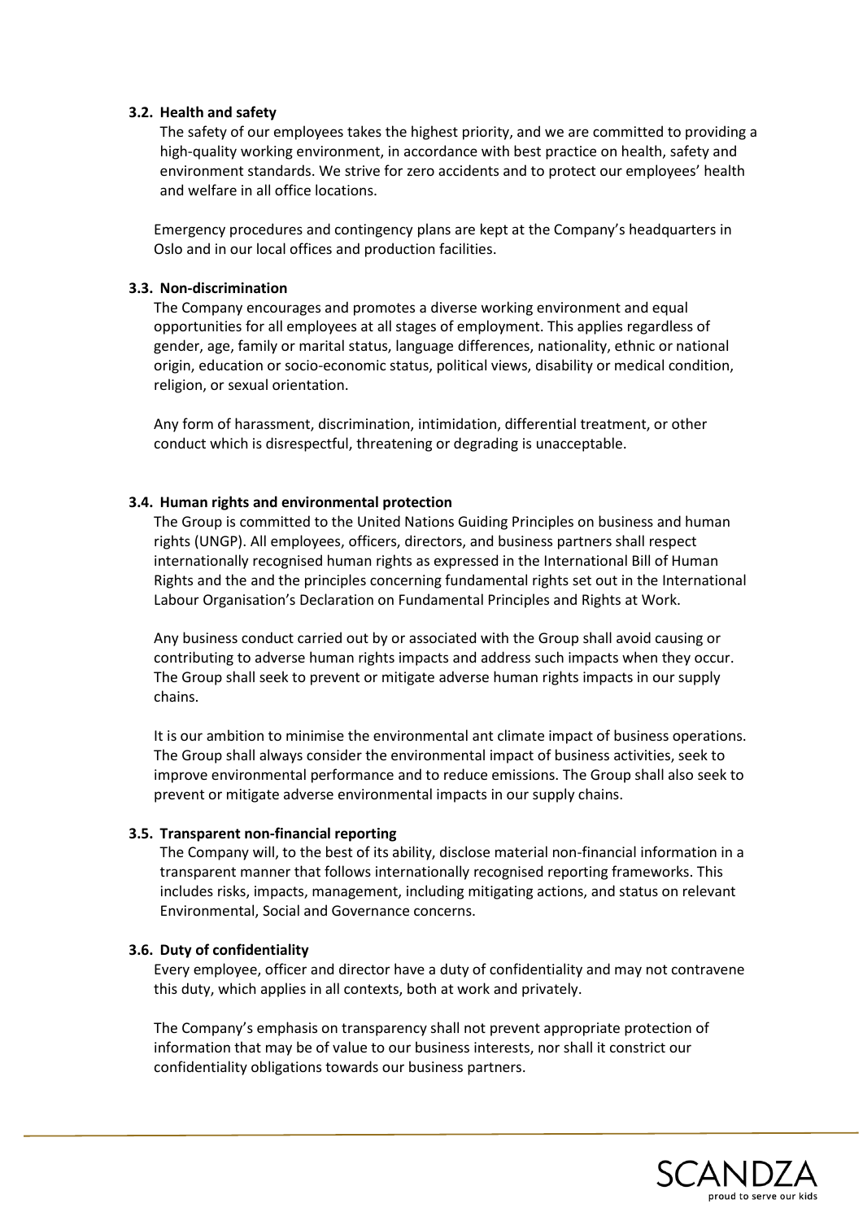### 3.2. Health and safety

The safety of our employees takes the highest priority, and we are committed to providing a high-quality working environment, in accordance with best practice on health, safety and environment standards. We strive for zero accidents and to protect our employees' health and welfare in all office locations.

Emergency procedures and contingency plans are kept at the Company's headquarters in Oslo and in our local offices and production facilities.

### 3.3. Non-discrimination

The Company encourages and promotes a diverse working environment and equal opportunities for all employees at all stages of employment. This applies regardless of gender, age, family or marital status, language differences, nationality, ethnic or national origin, education or socio-economic status, political views, disability or medical condition, religion, or sexual orientation.

Any form of harassment, discrimination, intimidation, differential treatment, or other conduct which is disrespectful, threatening or degrading is unacceptable.

### 3.4. Human rights and environmental protection

The Group is committed to the United Nations Guiding Principles on business and human rights (UNGP). All employees, officers, directors, and business partners shall respect internationally recognised human rights as expressed in the International Bill of Human Rights and the and the principles concerning fundamental rights set out in the International Labour Organisation's Declaration on Fundamental Principles and Rights at Work.

Any business conduct carried out by or associated with the Group shall avoid causing or contributing to adverse human rights impacts and address such impacts when they occur. The Group shall seek to prevent or mitigate adverse human rights impacts in our supply chains.

It is our ambition to minimise the environmental ant climate impact of business operations. The Group shall always consider the environmental impact of business activities, seek to improve environmental performance and to reduce emissions. The Group shall also seek to prevent or mitigate adverse environmental impacts in our supply chains.

### 3.5. Transparent non-financial reporting

The Company will, to the best of its ability, disclose material non-financial information in a transparent manner that follows internationally recognised reporting frameworks. This includes risks, impacts, management, including mitigating actions, and status on relevant Environmental, Social and Governance concerns.

### 3.6. Duty of confidentiality

Every employee, officer and director have a duty of confidentiality and may not contravene this duty, which applies in all contexts, both at work and privately.

The Company's emphasis on transparency shall not prevent appropriate protection of information that may be of value to our business interests, nor shall it constrict our confidentiality obligations towards our business partners.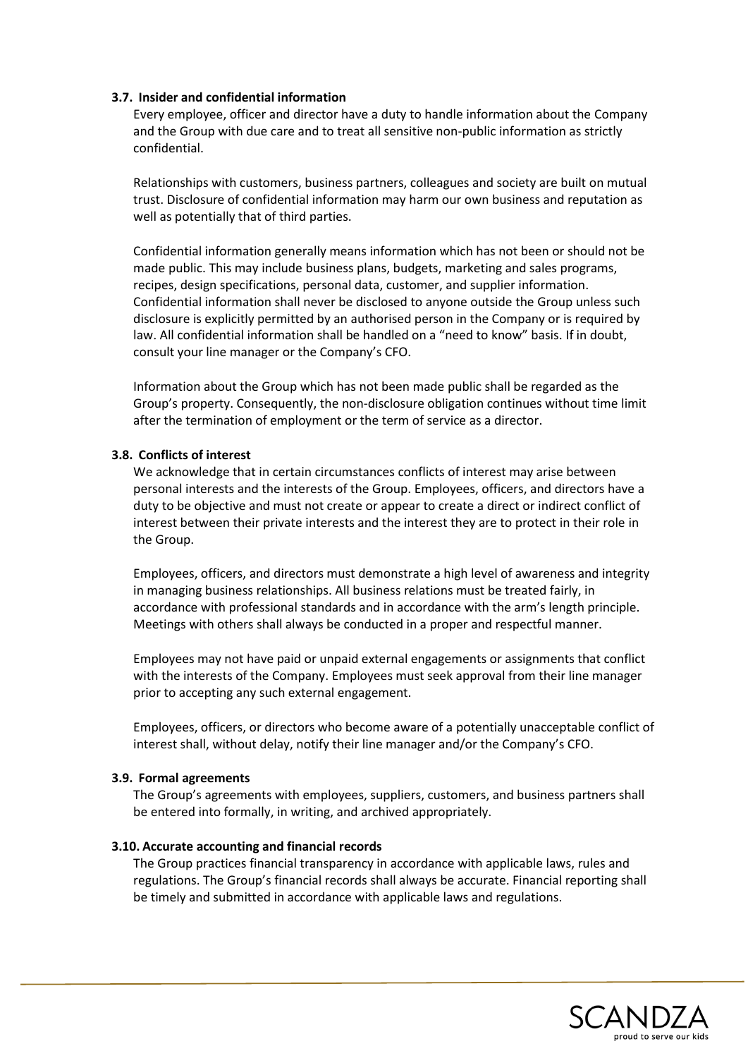### 3.7. Insider and confidential information

Every employee, officer and director have a duty to handle information about the Company and the Group with due care and to treat all sensitive non-public information as strictly confidential.

Relationships with customers, business partners, colleagues and society are built on mutual trust. Disclosure of confidential information may harm our own business and reputation as well as potentially that of third parties.

Confidential information generally means information which has not been or should not be made public. This may include business plans, budgets, marketing and sales programs, recipes, design specifications, personal data, customer, and supplier information. Confidential information shall never be disclosed to anyone outside the Group unless such disclosure is explicitly permitted by an authorised person in the Company or is required by law. All confidential information shall be handled on a "need to know" basis. If in doubt, consult your line manager or the Company's CFO.

Information about the Group which has not been made public shall be regarded as the Group's property. Consequently, the non-disclosure obligation continues without time limit after the termination of employment or the term of service as a director.

### 3.8. Conflicts of interest

We acknowledge that in certain circumstances conflicts of interest may arise between personal interests and the interests of the Group. Employees, officers, and directors have a duty to be objective and must not create or appear to create a direct or indirect conflict of interest between their private interests and the interest they are to protect in their role in the Group.

Employees, officers, and directors must demonstrate a high level of awareness and integrity in managing business relationships. All business relations must be treated fairly, in accordance with professional standards and in accordance with the arm's length principle. Meetings with others shall always be conducted in a proper and respectful manner.

Employees may not have paid or unpaid external engagements or assignments that conflict with the interests of the Company. Employees must seek approval from their line manager prior to accepting any such external engagement.

Employees, officers, or directors who become aware of a potentially unacceptable conflict of interest shall, without delay, notify their line manager and/or the Company's CFO.

### 3.9. Formal agreements

The Group's agreements with employees, suppliers, customers, and business partners shall be entered into formally, in writing, and archived appropriately.

### 3.10. Accurate accounting and financial records

The Group practices financial transparency in accordance with applicable laws, rules and regulations. The Group's financial records shall always be accurate. Financial reporting shall be timely and submitted in accordance with applicable laws and regulations.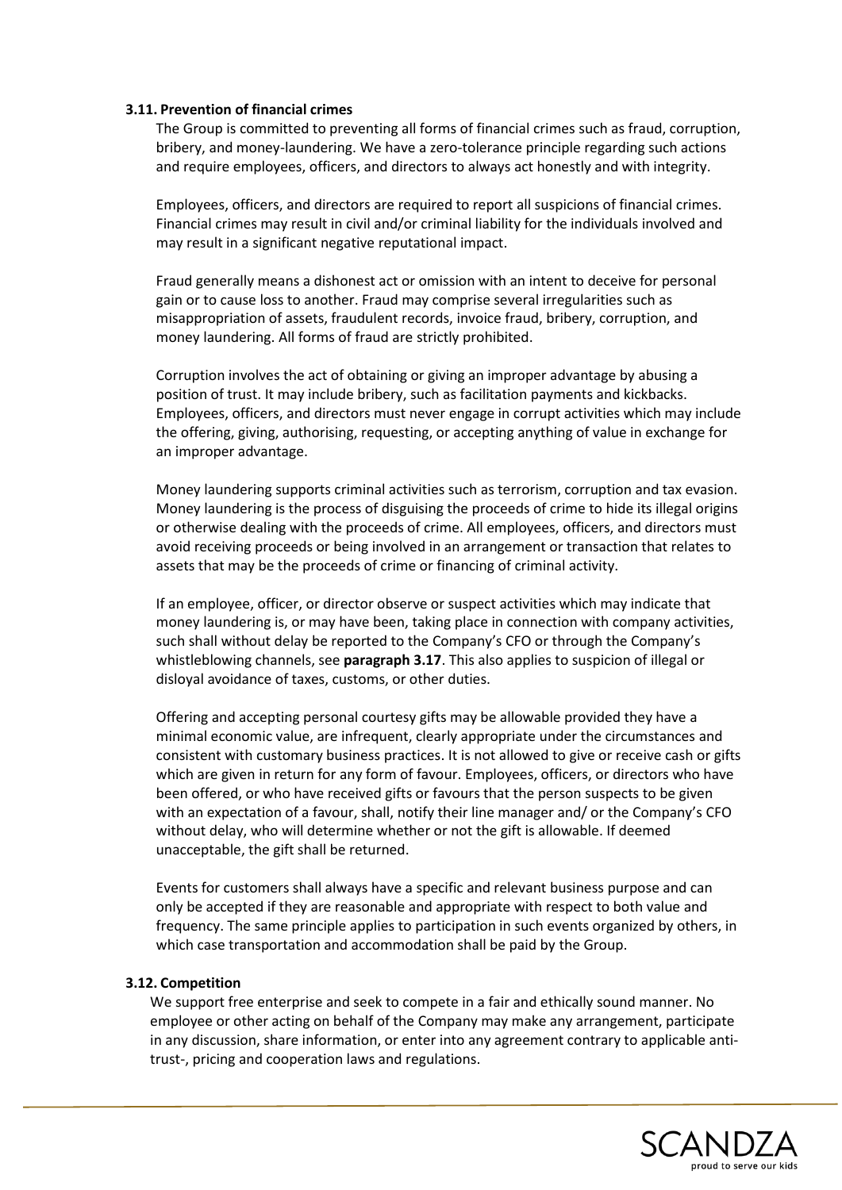### 3.11. Prevention of financial crimes

The Group is committed to preventing all forms of financial crimes such as fraud, corruption, bribery, and money-laundering. We have a zero-tolerance principle regarding such actions and require employees, officers, and directors to always act honestly and with integrity.

Employees, officers, and directors are required to report all suspicions of financial crimes. Financial crimes may result in civil and/or criminal liability for the individuals involved and may result in a significant negative reputational impact.

Fraud generally means a dishonest act or omission with an intent to deceive for personal gain or to cause loss to another. Fraud may comprise several irregularities such as misappropriation of assets, fraudulent records, invoice fraud, bribery, corruption, and money laundering. All forms of fraud are strictly prohibited.

Corruption involves the act of obtaining or giving an improper advantage by abusing a position of trust. It may include bribery, such as facilitation payments and kickbacks. Employees, officers, and directors must never engage in corrupt activities which may include the offering, giving, authorising, requesting, or accepting anything of value in exchange for an improper advantage.

Money laundering supports criminal activities such as terrorism, corruption and tax evasion. Money laundering is the process of disguising the proceeds of crime to hide its illegal origins or otherwise dealing with the proceeds of crime. All employees, officers, and directors must avoid receiving proceeds or being involved in an arrangement or transaction that relates to assets that may be the proceeds of crime or financing of criminal activity.

If an employee, officer, or director observe or suspect activities which may indicate that money laundering is, or may have been, taking place in connection with company activities, such shall without delay be reported to the Company's CFO or through the Company's whistleblowing channels, see **paragraph 3.17**. This also applies to suspicion of illegal or disloyal avoidance of taxes, customs, or other duties.

Offering and accepting personal courtesy gifts may be allowable provided they have a minimal economic value, are infrequent, clearly appropriate under the circumstances and consistent with customary business practices. It is not allowed to give or receive cash or gifts which are given in return for any form of favour. Employees, officers, or directors who have been offered, or who have received gifts or favours that the person suspects to be given with an expectation of a favour, shall, notify their line manager and/ or the Company's CFO without delay, who will determine whether or not the gift is allowable. If deemed unacceptable, the gift shall be returned.

Events for customers shall always have a specific and relevant business purpose and can only be accepted if they are reasonable and appropriate with respect to both value and frequency. The same principle applies to participation in such events organized by others, in which case transportation and accommodation shall be paid by the Group.

### 3.12. Competition

We support free enterprise and seek to compete in a fair and ethically sound manner. No employee or other acting on behalf of the Company may make any arrangement, participate in any discussion, share information, or enter into any agreement contrary to applicable anti-trust-, pricing and cooperation laws and regulations.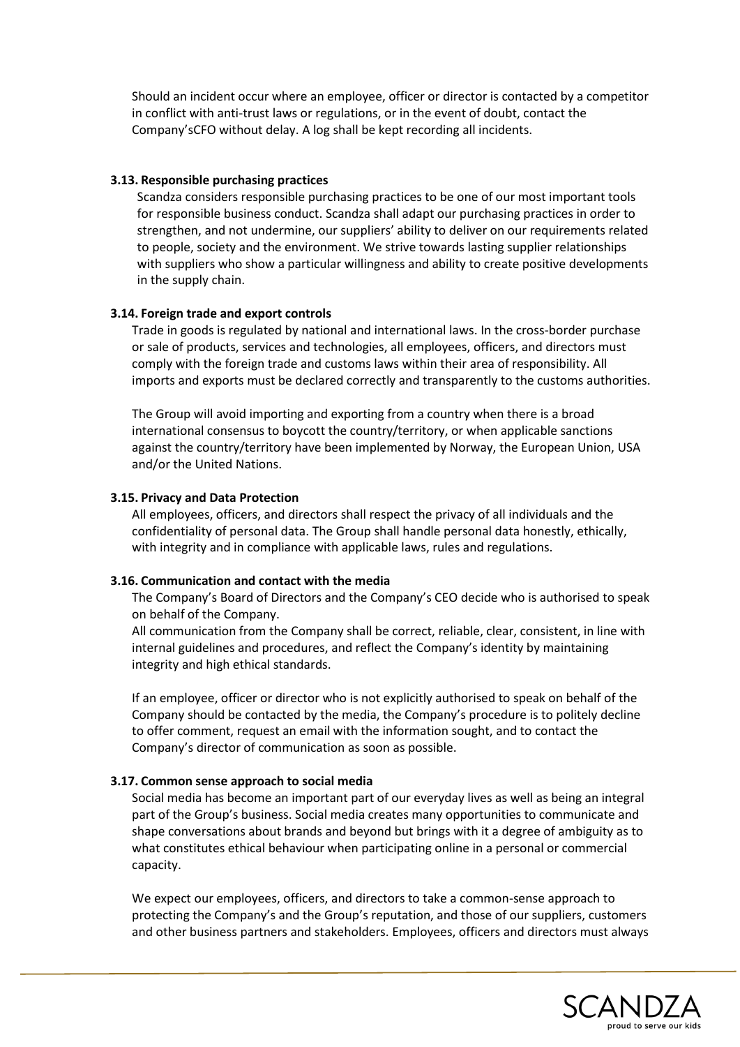Should an incident occur where an employee, officer or director is contacted by a competitor in conflict with anti-trust laws or regulations, or in the event of doubt, contact the Company'sCFO without delay. A log shall be kept recording all incidents.

### 3.13. Responsible purchasing practices

Scandza considers responsible purchasing practices to be one of our most important tools for responsible business conduct. Scandza shall adapt our purchasing practices in order to strengthen, and not undermine, our suppliers' ability to deliver on our requirements related to people, society and the environment. We strive towards lasting supplier relationships with suppliers who show a particular willingness and ability to create positive developments in the supply chain.

### 3.14. Foreign trade and export controls

Trade in goods is regulated by national and international laws. In the cross-border purchase or sale of products, services and technologies, all employees, officers, and directors must comply with the foreign trade and customs laws within their area of responsibility. All imports and exports must be declared correctly and transparently to the customs authorities.

The Group will avoid importing and exporting from a country when there is a broad international consensus to boycott the country/territory, or when applicable sanctions against the country/territory have been implemented by Norway, the European Union, USA and/or the United Nations.

### 3.15. Privacy and Data Protection

All employees, officers, and directors shall respect the privacy of all individuals and the confidentiality of personal data. The Group shall handle personal data honestly, ethically, with integrity and in compliance with applicable laws, rules and regulations.

### 3.16. Communication and contact with the media

The Company's Board of Directors and the Company's CEO decide who is authorised to speak on behalf of the Company.

All communication from the Company shall be correct, reliable, clear, consistent, in line with internal guidelines and procedures, and reflect the Company's identity by maintaining integrity and high ethical standards.

If an employee, officer or director who is not explicitly authorised to speak on behalf of the Company should be contacted by the media, the Company's procedure is to politely decline to offer comment, request an email with the information sought, and to contact the Company's director of communication as soon as possible.

### 3.17. Common sense approach to social media

Social media has become an important part of our everyday lives as well as being an integral part of the Group's business. Social media creates many opportunities to communicate and shape conversations about brands and beyond but brings with it a degree of ambiguity as to what constitutes ethical behaviour when participating online in a personal or commercial capacity.

We expect our employees, officers, and directors to take a common-sense approach to protecting the Company's and the Group's reputation, and those of our suppliers, customers and other business partners and stakeholders. Employees, officers and directors must always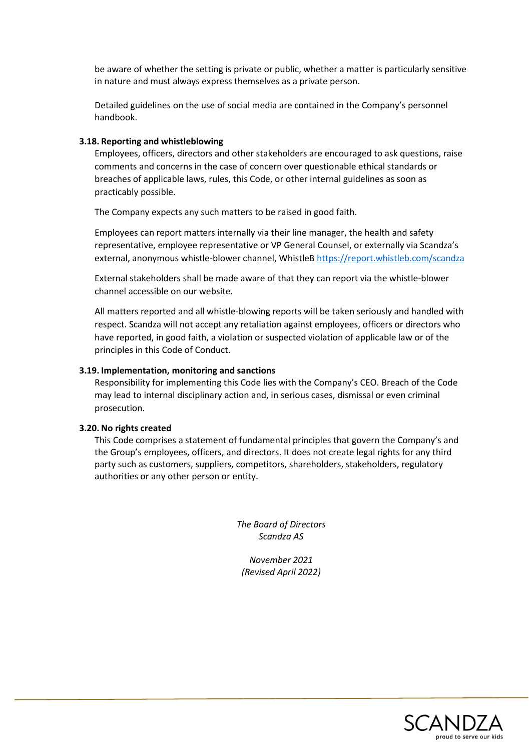be aware of whether the setting is private or public, whether a matter is particularly sensitive in nature and must always express themselves as a private person.

Detailed guidelines on the use of social media are contained in the Company's personnel handbook.

**3.18. Reporting and whistleblowing**

Employees, officers, directors and other stakeholders are encouraged to ask questions, raise comments and concerns in the case of concern over questionable ethical standards or breaches of applicable laws, rules, this Code, or other internal guidelines as soon as practicably possible.

The Company expects any such matters to be raised in good faith.

Employees can report matters internally via their line manager, the health and safety representative, employee representative or VP General Counsel, or externally via Scandza's external, anonymous whistle-blower channel, WhistleB https://report.whistleb.com/scandza

External stakeholders shall be made aware of that they can report via the whistle-blower channel accessible on our website.

All matters reported and all whistle-blowing reports will be taken seriously and handled with respect. Scandza will not accept any retaliation against employees, officers or directors who have reported, in good faith, a violation or suspected violation of applicable law or of the principles in this Code of Conduct.

**3.19. Implementation, monitoring and sanctions**

Responsibility for implementing this Code lies with the Company's CEO. Breach of the Code may lead to internal disciplinary action and, in serious cases, dismissal or even criminal prosecution.

**3.20. No rights created**

This Code comprises a statement of fundamental principles that govern the Company's and the Group's employees, officers, and directors. It does not create legal rights for any third party such as customers, suppliers, competitors, shareholders, stakeholders, regulatory authorities or any other person or entity.

*The Board of Directors*
*Scandza AS*

*November 2021*
*(Revised April 2022)*